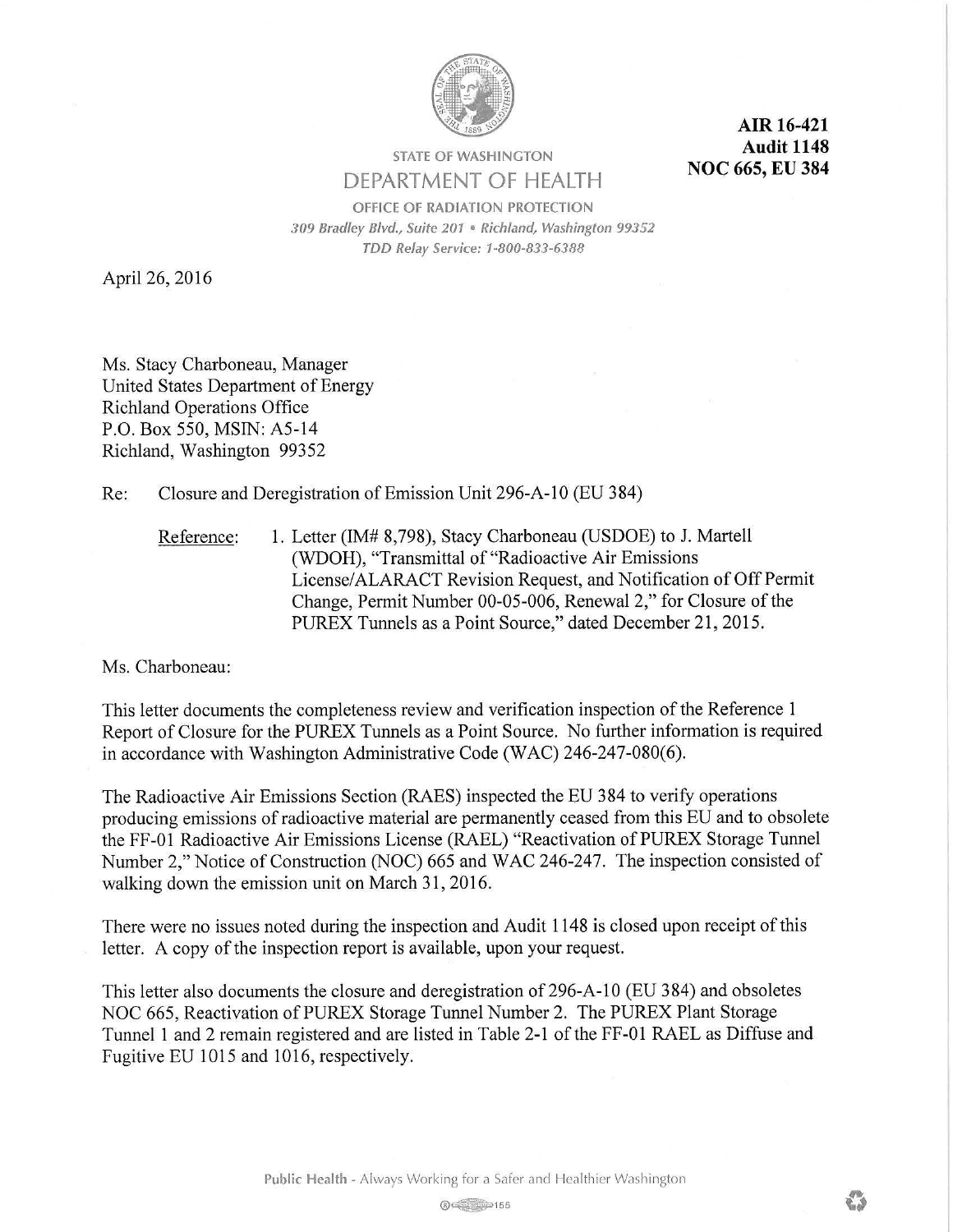**AIR 16-421**
**Audit 1148**
**NOC 665, EU 384**

STATE OF WASHINGTON
DEPARTMENT OF HEALTH
OFFICE OF RADIATION PROTECTION
*309 Bradley Blvd., Suite 201 • Richland, Washington 99352*
*TDD Relay Service: 1-800-833-6388*

April 26, 2016

Ms. Stacy Charboneau, Manager
United States Department of Energy
Richland Operations Office
P.O. Box 550, MSIN: A5-14
Richland, Washington 99352

Re: Closure and Deregistration of Emission Unit 296-A-10 (EU 384)

Reference: 1. Letter (IM# 8,798), Stacy Charboneau (USDOE) to J. Martell (WDOH), "Transmittal of "Radioactive Air Emissions License/ALARACT Revision Request, and Notification of Off Permit Change, Permit Number 00-05-006, Renewal 2," for Closure of the PUREX Tunnels as a Point Source," dated December 21, 2015.

Ms. Charboneau:

This letter documents the completeness review and verification inspection of the Reference 1 Report of Closure for the PUREX Tunnels as a Point Source. No further information is required in accordance with Washington Administrative Code (WAC) 246-247-080(6).

The Radioactive Air Emissions Section (RAES) inspected the EU 384 to verify operations producing emissions of radioactive material are permanently ceased from this EU and to obsolete the FF-01 Radioactive Air Emissions License (RAEL) "Reactivation of PUREX Storage Tunnel Number 2," Notice of Construction (NOC) 665 and WAC 246-247. The inspection consisted of walking down the emission unit on March 31, 2016.

There were no issues noted during the inspection and Audit 1148 is closed upon receipt of this letter. A copy of the inspection report is available, upon your request.

This letter also documents the closure and deregistration of 296-A-10 (EU 384) and obsoletes NOC 665, Reactivation of PUREX Storage Tunnel Number 2. The PUREX Plant Storage Tunnel 1 and 2 remain registered and are listed in Table 2-1 of the FF-01 RAEL as Diffuse and Fugitive EU 1015 and 1016, respectively.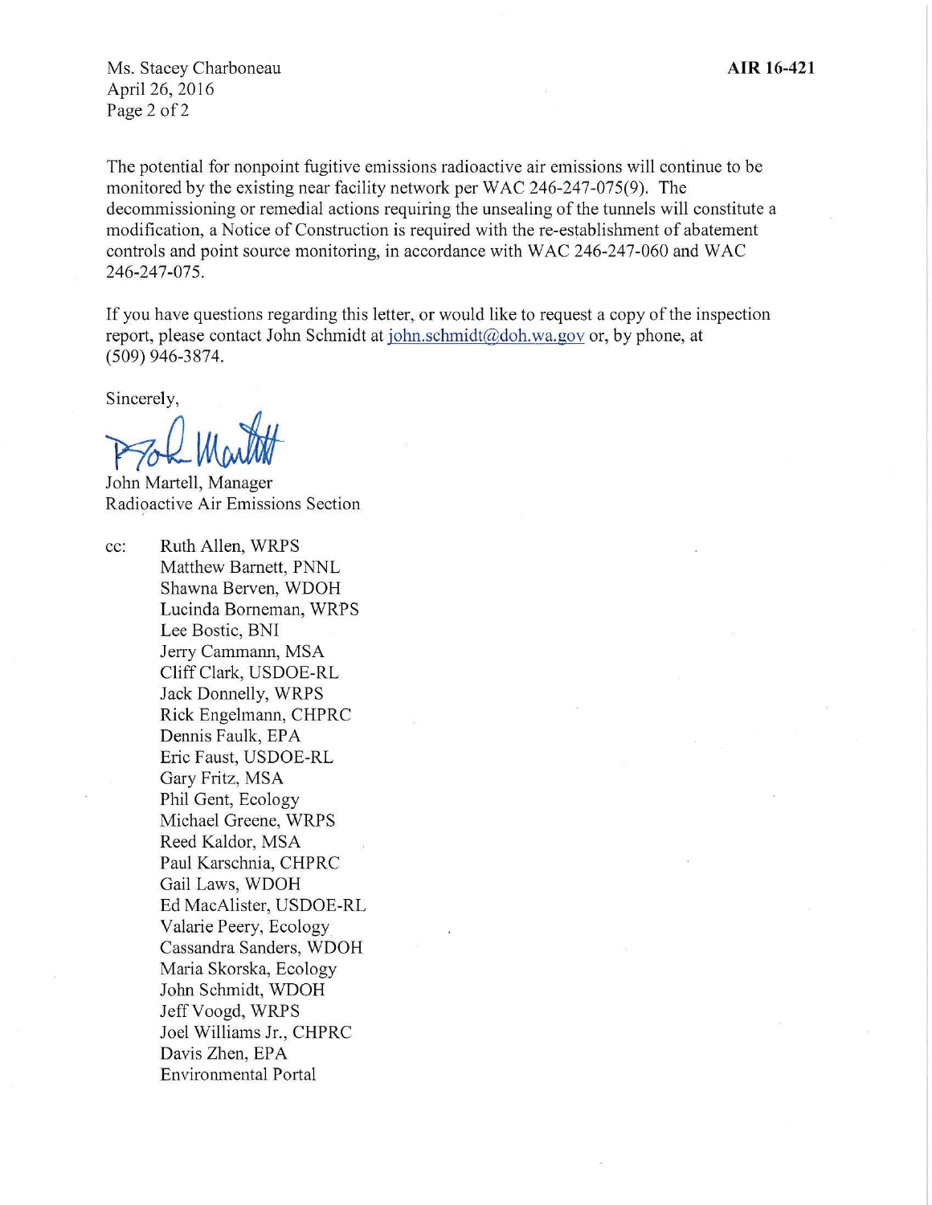The potential for nonpoint fugitive emissions radioactive air emissions will continue to be monitored by the existing near facility network per WAC 246-247-075(9). The decommissioning or remedial actions requiring the unsealing of the tunnels will constitute a modification, a Notice of Construction is required with the re-establishment of abatement controls and point source monitoring, in accordance with WAC 246-247-060 and WAC 246-247-075.

If you have questions regarding this letter, or would like to request a copy of the inspection report, please contact John Schmidt at john.schmidt@doh.wa.gov or, by phone, at (509) 946-3874.

Sincerely,

John Martell, Manager
Radioactive Air Emissions Section

cc:
Ruth Allen, WRPS
Matthew Barnett, PNNL
Shawna Berven, WDOH
Lucinda Borneman, WRPS
Lee Bostic, BNI
Jerry Cammann, MSA
Cliff Clark, USDOE-RL
Jack Donnelly, WRPS
Rick Engelmann, CHPRC
Dennis Faulk, EPA
Eric Faust, USDOE-RL
Gary Fritz, MSA
Phil Gent, Ecology
Michael Greene, WRPS
Reed Kaldor, MSA
Paul Karschnia, CHPRC
Gail Laws, WDOH
Ed MacAlister, USDOE-RL
Valarie Peery, Ecology
Cassandra Sanders, WDOH
Maria Skorska, Ecology
John Schmidt, WDOH
Jeff Voogd, WRPS
Joel Williams Jr., CHPRC
Davis Zhen, EPA
Environmental Portal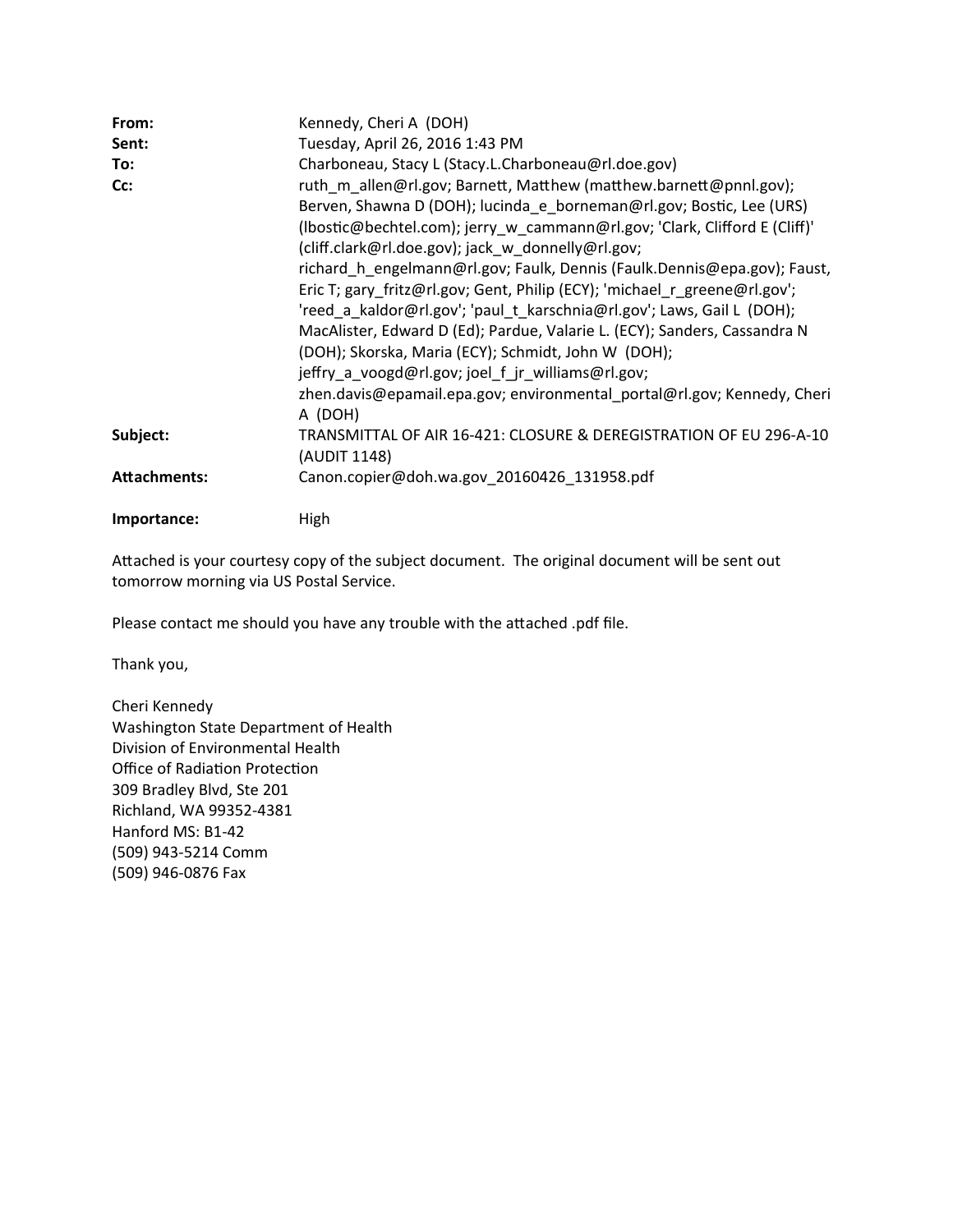| | |
|---|---|
| **From:** | Kennedy, Cheri A (DOH) |
| **Sent:** | Tuesday, April 26, 2016 1:43 PM |
| **To:** | Charboneau, Stacy L (Stacy.L.Charboneau@rl.doe.gov) |
| **Cc:** | ruth_m_allen@rl.gov; Barnett, Matthew (matthew.barnett@pnnl.gov); Berven, Shawna D (DOH); lucinda_e_borneman@rl.gov; Bostic, Lee (URS) (lbostic@bechtel.com); jerry_w_cammann@rl.gov; 'Clark, Clifford E (Cliff)' (cliff.clark@rl.doe.gov); jack_w_donnelly@rl.gov; richard_h_engelmann@rl.gov; Faulk, Dennis (Faulk.Dennis@epa.gov); Faust, Eric T; gary_fritz@rl.gov; Gent, Philip (ECY); 'michael_r_greene@rl.gov'; 'reed_a_kaldor@rl.gov'; 'paul_t_karschnia@rl.gov'; Laws, Gail L (DOH); MacAlister, Edward D (Ed); Pardue, Valarie L. (ECY); Sanders, Cassandra N (DOH); Skorska, Maria (ECY); Schmidt, John W (DOH); jeffry_a_voogd@rl.gov; joel_f_jr_williams@rl.gov; zhen.davis@epamail.epa.gov; environmental_portal@rl.gov; Kennedy, Cheri A (DOH) |
| **Subject:** | TRANSMITTAL OF AIR 16-421: CLOSURE & DEREGISTRATION OF EU 296-A-10 (AUDIT 1148) |
| **Attachments:** | Canon.copier@doh.wa.gov_20160426_131958.pdf |
| **Importance:** | High |

Attached is your courtesy copy of the subject document. The original document will be sent out tomorrow morning via US Postal Service.

Please contact me should you have any trouble with the attached .pdf file.

Thank you,

Cheri Kennedy
Washington State Department of Health
Division of Environmental Health
Office of Radiation Protection
309 Bradley Blvd, Ste 201
Richland, WA 99352-4381
Hanford MS: B1-42
(509) 943-5214 Comm
(509) 946-0876 Fax